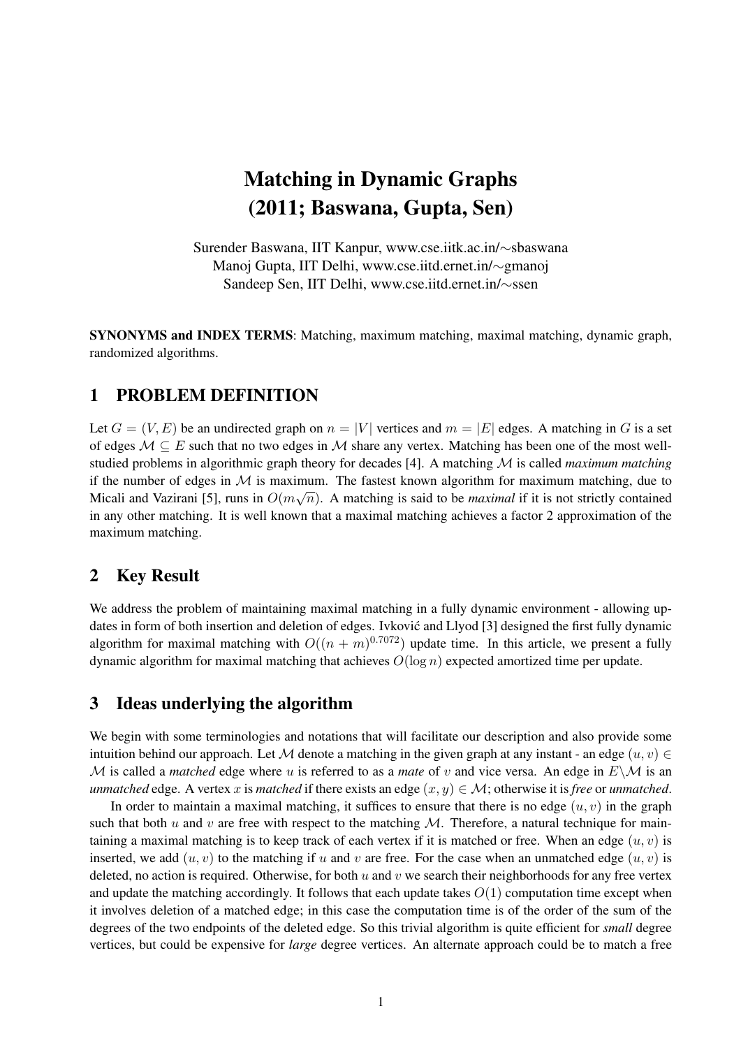# Matching in Dynamic Graphs
# (2011; Baswana, Gupta, Sen)

Surender Baswana, IIT Kanpur, www.cse.iitk.ac.in/∼sbaswana
Manoj Gupta, IIT Delhi, www.cse.iitd.ernet.in/∼gmanoj
Sandeep Sen, IIT Delhi, www.cse.iitd.ernet.in/∼ssen

**SYNONYMS and INDEX TERMS**: Matching, maximum matching, maximal matching, dynamic graph, randomized algorithms.

## 1 PROBLEM DEFINITION

Let $G = (V, E)$ be an undirected graph on $n = |V|$ vertices and $m = |E|$ edges. A matching in $G$ is a set of edges $\mathcal{M} \subseteq E$ such that no two edges in $\mathcal{M}$ share any vertex. Matching has been one of the most well-studied problems in algorithmic graph theory for decades [4]. A matching $\mathcal{M}$ is called *maximum matching* if the number of edges in $\mathcal{M}$ is maximum. The fastest known algorithm for maximum matching, due to Micali and Vazirani [5], runs in $O(m\sqrt{n})$. A matching is said to be *maximal* if it is not strictly contained in any other matching. It is well known that a maximal matching achieves a factor 2 approximation of the maximum matching.

## 2 Key Result

We address the problem of maintaining maximal matching in a fully dynamic environment - allowing updates in form of both insertion and deletion of edges. Ivković and Llyod [3] designed the first fully dynamic algorithm for maximal matching with $O((n + m)^{0.7072})$ update time. In this article, we present a fully dynamic algorithm for maximal matching that achieves $O(\log n)$ expected amortized time per update.

## 3 Ideas underlying the algorithm

We begin with some terminologies and notations that will facilitate our description and also provide some intuition behind our approach. Let $\mathcal{M}$ denote a matching in the given graph at any instant - an edge $(u, v) \in \mathcal{M}$ is called a *matched* edge where $u$ is referred to as a *mate* of $v$ and vice versa. An edge in $E \backslash \mathcal{M}$ is an *unmatched* edge. A vertex $x$ is *matched* if there exists an edge $(x, y) \in \mathcal{M}$; otherwise it is *free* or *unmatched*.

In order to maintain a maximal matching, it suffices to ensure that there is no edge $(u, v)$ in the graph such that both $u$ and $v$ are free with respect to the matching $\mathcal{M}$. Therefore, a natural technique for maintaining a maximal matching is to keep track of each vertex if it is matched or free. When an edge $(u, v)$ is inserted, we add $(u, v)$ to the matching if $u$ and $v$ are free. For the case when an unmatched edge $(u, v)$ is deleted, no action is required. Otherwise, for both $u$ and $v$ we search their neighborhoods for any free vertex and update the matching accordingly. It follows that each update takes $O(1)$ computation time except when it involves deletion of a matched edge; in this case the computation time is of the order of the sum of the degrees of the two endpoints of the deleted edge. So this trivial algorithm is quite efficient for *small* degree vertices, but could be expensive for *large* degree vertices. An alternate approach could be to match a free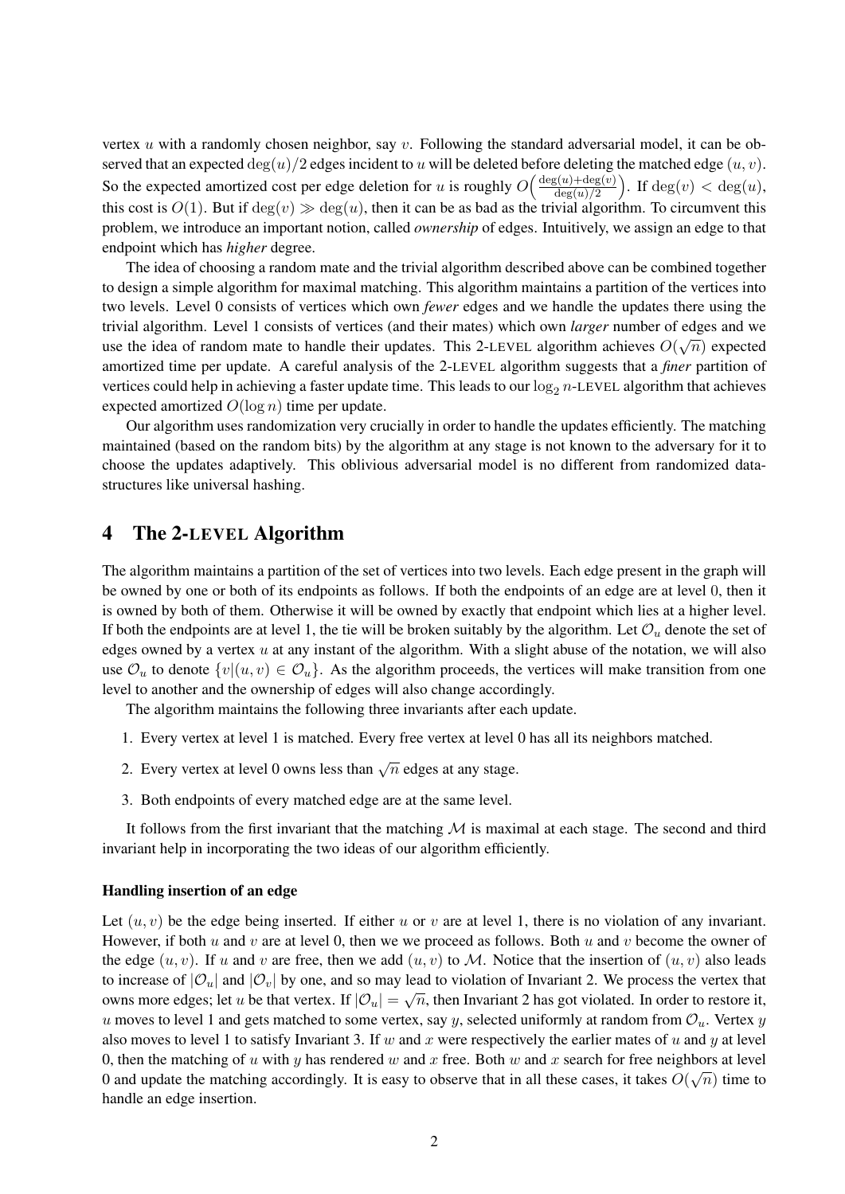vertex $u$ with a randomly chosen neighbor, say $v$. Following the standard adversarial model, it can be observed that an expected $\deg(u)/2$ edges incident to $u$ will be deleted before deleting the matched edge $(u, v)$. So the expected amortized cost per edge deletion for $u$ is roughly $O\Big(\frac{\deg(u)+\deg(v)}{\deg(u)/2}\Big)$. If $\deg(v) < \deg(u)$, this cost is $O(1)$. But if $\deg(v) \gg \deg(u)$, then it can be as bad as the trivial algorithm. To circumvent this problem, we introduce an important notion, called *ownership* of edges. Intuitively, we assign an edge to that endpoint which has *higher* degree.

The idea of choosing a random mate and the trivial algorithm described above can be combined together to design a simple algorithm for maximal matching. This algorithm maintains a partition of the vertices into two levels. Level 0 consists of vertices which own *fewer* edges and we handle the updates there using the trivial algorithm. Level 1 consists of vertices (and their mates) which own *larger* number of edges and we use the idea of random mate to handle their updates. This 2-LEVEL algorithm achieves $O(\sqrt{n})$ expected amortized time per update. A careful analysis of the 2-LEVEL algorithm suggests that a *finer* partition of vertices could help in achieving a faster update time. This leads to our $\log_2 n$-LEVEL algorithm that achieves expected amortized $O(\log n)$ time per update.

Our algorithm uses randomization very crucially in order to handle the updates efficiently. The matching maintained (based on the random bits) by the algorithm at any stage is not known to the adversary for it to choose the updates adaptively. This oblivious adversarial model is no different from randomized data-structures like universal hashing.

## 4 The 2-LEVEL Algorithm

The algorithm maintains a partition of the set of vertices into two levels. Each edge present in the graph will be owned by one or both of its endpoints as follows. If both the endpoints of an edge are at level 0, then it is owned by both of them. Otherwise it will be owned by exactly that endpoint which lies at a higher level. If both the endpoints are at level 1, the tie will be broken suitably by the algorithm. Let $\mathcal{O}_u$ denote the set of edges owned by a vertex $u$ at any instant of the algorithm. With a slight abuse of the notation, we will also use $\mathcal{O}_u$ to denote $\{v|(u, v) \in \mathcal{O}_u\}$. As the algorithm proceeds, the vertices will make transition from one level to another and the ownership of edges will also change accordingly.

The algorithm maintains the following three invariants after each update.

1. Every vertex at level 1 is matched. Every free vertex at level 0 has all its neighbors matched.
2. Every vertex at level 0 owns less than $\sqrt{n}$ edges at any stage.
3. Both endpoints of every matched edge are at the same level.

It follows from the first invariant that the matching $\mathcal{M}$ is maximal at each stage. The second and third invariant help in incorporating the two ideas of our algorithm efficiently.

#### Handling insertion of an edge

Let $(u, v)$ be the edge being inserted. If either $u$ or $v$ are at level 1, there is no violation of any invariant. However, if both $u$ and $v$ are at level 0, then we we proceed as follows. Both $u$ and $v$ become the owner of the edge $(u, v)$. If $u$ and $v$ are free, then we add $(u, v)$ to $\mathcal{M}$. Notice that the insertion of $(u, v)$ also leads to increase of $|\mathcal{O}_u|$ and $|\mathcal{O}_v|$ by one, and so may lead to violation of Invariant 2. We process the vertex that owns more edges; let $u$ be that vertex. If $|\mathcal{O}_u| = \sqrt{n}$, then Invariant 2 has got violated. In order to restore it, $u$ moves to level 1 and gets matched to some vertex, say $y$, selected uniformly at random from $\mathcal{O}_u$. Vertex $y$ also moves to level 1 to satisfy Invariant 3. If $w$ and $x$ were respectively the earlier mates of $u$ and $y$ at level 0, then the matching of $u$ with $y$ has rendered $w$ and $x$ free. Both $w$ and $x$ search for free neighbors at level 0 and update the matching accordingly. It is easy to observe that in all these cases, it takes $O(\sqrt{n})$ time to handle an edge insertion.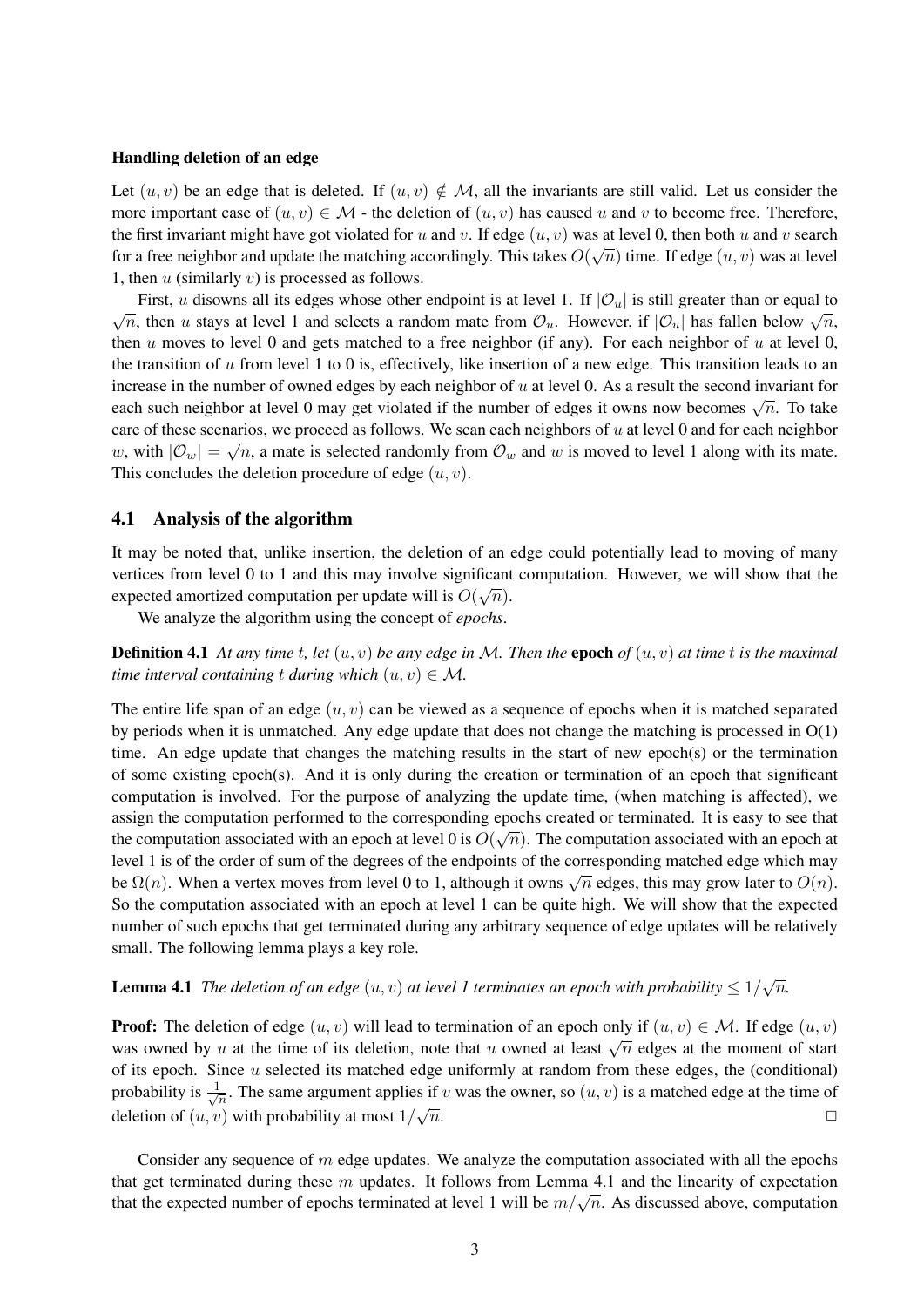**Handling deletion of an edge**

Let $(u, v)$ be an edge that is deleted. If $(u, v) \notin \mathcal{M}$, all the invariants are still valid. Let us consider the more important case of $(u, v) \in \mathcal{M}$ - the deletion of $(u, v)$ has caused $u$ and $v$ to become free. Therefore, the first invariant might have got violated for $u$ and $v$. If edge $(u, v)$ was at level 0, then both $u$ and $v$ search for a free neighbor and update the matching accordingly. This takes $O(\sqrt{n})$ time. If edge $(u, v)$ was at level 1, then $u$ (similarly $v$) is processed as follows.

First, $u$ disowns all its edges whose other endpoint is at level 1. If $|\mathcal{O}_u|$ is still greater than or equal to $\sqrt{n}$, then $u$ stays at level 1 and selects a random mate from $\mathcal{O}_u$. However, if $|\mathcal{O}_u|$ has fallen below $\sqrt{n}$, then $u$ moves to level 0 and gets matched to a free neighbor (if any). For each neighbor of $u$ at level 0, the transition of $u$ from level 1 to 0 is, effectively, like insertion of a new edge. This transition leads to an increase in the number of owned edges by each neighbor of $u$ at level 0. As a result the second invariant for each such neighbor at level 0 may get violated if the number of edges it owns now becomes $\sqrt{n}$. To take care of these scenarios, we proceed as follows. We scan each neighbors of $u$ at level 0 and for each neighbor $w$, with $|\mathcal{O}_w| = \sqrt{n}$, a mate is selected randomly from $\mathcal{O}_w$ and $w$ is moved to level 1 along with its mate. This concludes the deletion procedure of edge $(u, v)$.

## 4.1 Analysis of the algorithm

It may be noted that, unlike insertion, the deletion of an edge could potentially lead to moving of many vertices from level 0 to 1 and this may involve significant computation. However, we will show that the expected amortized computation per update will is $O(\sqrt{n})$.

We analyze the algorithm using the concept of *epochs*.

**Definition 4.1** *At any time $t$, let $(u, v)$ be any edge in $\mathcal{M}$. Then the* **epoch** *of $(u, v)$ at time $t$ is the maximal time interval containing $t$ during which $(u, v) \in \mathcal{M}$.*

The entire life span of an edge $(u, v)$ can be viewed as a sequence of epochs when it is matched separated by periods when it is unmatched. Any edge update that does not change the matching is processed in O(1) time. An edge update that changes the matching results in the start of new epoch(s) or the termination of some existing epoch(s). And it is only during the creation or termination of an epoch that significant computation is involved. For the purpose of analyzing the update time, (when matching is affected), we assign the computation performed to the corresponding epochs created or terminated. It is easy to see that the computation associated with an epoch at level 0 is $O(\sqrt{n})$. The computation associated with an epoch at level 1 is of the order of sum of the degrees of the endpoints of the corresponding matched edge which may be $\Omega(n)$. When a vertex moves from level 0 to 1, although it owns $\sqrt{n}$ edges, this may grow later to $O(n)$. So the computation associated with an epoch at level 1 can be quite high. We will show that the expected number of such epochs that get terminated during any arbitrary sequence of edge updates will be relatively small. The following lemma plays a key role.

**Lemma 4.1** *The deletion of an edge $(u, v)$ at level 1 terminates an epoch with probability $\leq 1/\sqrt{n}$.*

**Proof:** The deletion of edge $(u, v)$ will lead to termination of an epoch only if $(u, v) \in \mathcal{M}$. If edge $(u, v)$ was owned by $u$ at the time of its deletion, note that $u$ owned at least $\sqrt{n}$ edges at the moment of start of its epoch. Since $u$ selected its matched edge uniformly at random from these edges, the (conditional) probability is $\frac{1}{\sqrt{n}}$. The same argument applies if $v$ was the owner, so $(u, v)$ is a matched edge at the time of deletion of $(u, v)$ with probability at most $1/\sqrt{n}$. □

Consider any sequence of $m$ edge updates. We analyze the computation associated with all the epochs that get terminated during these $m$ updates. It follows from Lemma 4.1 and the linearity of expectation that the expected number of epochs terminated at level 1 will be $m/\sqrt{n}$. As discussed above, computation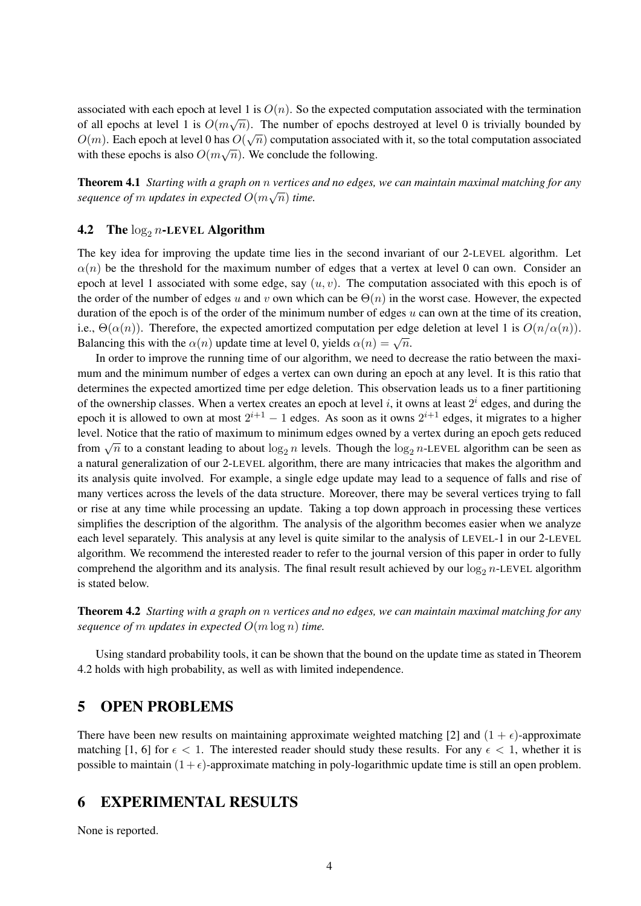associated with each epoch at level 1 is $O(n)$. So the expected computation associated with the termination of all epochs at level 1 is $O(m\sqrt{n})$. The number of epochs destroyed at level 0 is trivially bounded by $O(m)$. Each epoch at level 0 has $O(\sqrt{n})$ computation associated with it, so the total computation associated with these epochs is also $O(m\sqrt{n})$. We conclude the following.

**Theorem 4.1** *Starting with a graph on $n$ vertices and no edges, we can maintain maximal matching for any sequence of $m$ updates in expected $O(m\sqrt{n})$ time.*

### 4.2 The $\log_2 n$-LEVEL Algorithm

The key idea for improving the update time lies in the second invariant of our 2-LEVEL algorithm. Let $\alpha(n)$ be the threshold for the maximum number of edges that a vertex at level 0 can own. Consider an epoch at level 1 associated with some edge, say $(u, v)$. The computation associated with this epoch is of the order of the number of edges $u$ and $v$ own which can be $\Theta(n)$ in the worst case. However, the expected duration of the epoch is of the order of the minimum number of edges $u$ can own at the time of its creation, i.e., $\Theta(\alpha(n))$. Therefore, the expected amortized computation per edge deletion at level 1 is $O(n/\alpha(n))$. Balancing this with the $\alpha(n)$ update time at level 0, yields $\alpha(n) = \sqrt{n}$.

In order to improve the running time of our algorithm, we need to decrease the ratio between the maximum and the minimum number of edges a vertex can own during an epoch at any level. It is this ratio that determines the expected amortized time per edge deletion. This observation leads us to a finer partitioning of the ownership classes. When a vertex creates an epoch at level $i$, it owns at least $2^i$ edges, and during the epoch it is allowed to own at most $2^{i+1} - 1$ edges. As soon as it owns $2^{i+1}$ edges, it migrates to a higher level. Notice that the ratio of maximum to minimum edges owned by a vertex during an epoch gets reduced from $\sqrt{n}$ to a constant leading to about $\log_2 n$ levels. Though the $\log_2 n$-LEVEL algorithm can be seen as a natural generalization of our 2-LEVEL algorithm, there are many intricacies that makes the algorithm and its analysis quite involved. For example, a single edge update may lead to a sequence of falls and rise of many vertices across the levels of the data structure. Moreover, there may be several vertices trying to fall or rise at any time while processing an update. Taking a top down approach in processing these vertices simplifies the description of the algorithm. The analysis of the algorithm becomes easier when we analyze each level separately. This analysis at any level is quite similar to the analysis of LEVEL-1 in our 2-LEVEL algorithm. We recommend the interested reader to refer to the journal version of this paper in order to fully comprehend the algorithm and its analysis. The final result result achieved by our $\log_2 n$-LEVEL algorithm is stated below.

**Theorem 4.2** *Starting with a graph on $n$ vertices and no edges, we can maintain maximal matching for any sequence of $m$ updates in expected $O(m \log n)$ time.*

Using standard probability tools, it can be shown that the bound on the update time as stated in Theorem 4.2 holds with high probability, as well as with limited independence.

## 5 OPEN PROBLEMS

There have been new results on maintaining approximate weighted matching [2] and $(1 + \epsilon)$-approximate matching [1, 6] for $\epsilon < 1$. The interested reader should study these results. For any $\epsilon < 1$, whether it is possible to maintain $(1+\epsilon)$-approximate matching in poly-logarithmic update time is still an open problem.

## 6 EXPERIMENTAL RESULTS

None is reported.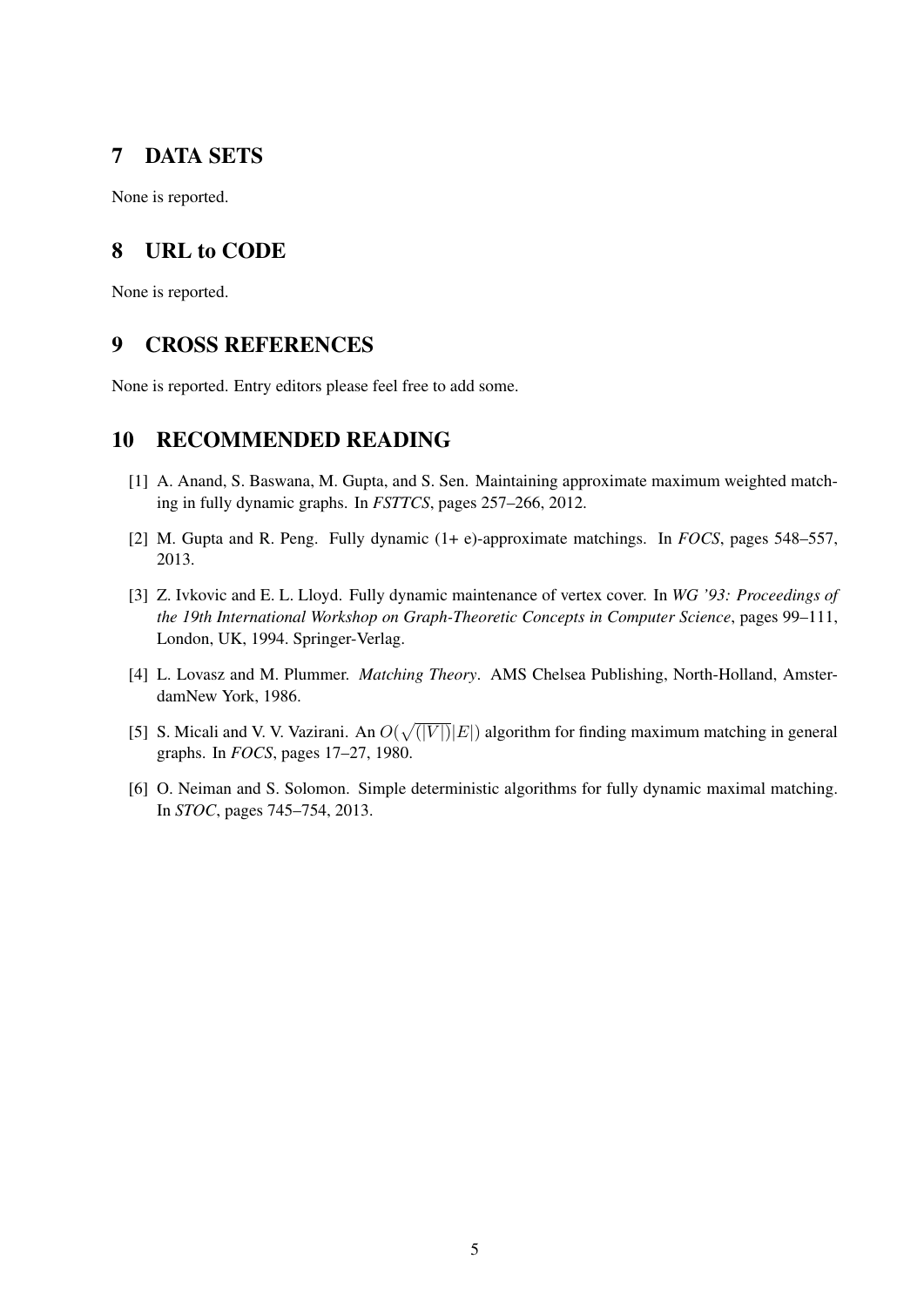## 7 DATA SETS

None is reported.

## 8 URL to CODE

None is reported.

## 9 CROSS REFERENCES

None is reported. Entry editors please feel free to add some.

## 10 RECOMMENDED READING

[1] A. Anand, S. Baswana, M. Gupta, and S. Sen. Maintaining approximate maximum weighted matching in fully dynamic graphs. In *FSTTCS*, pages 257–266, 2012.

[2] M. Gupta and R. Peng. Fully dynamic (1+ e)-approximate matchings. In *FOCS*, pages 548–557, 2013.

[3] Z. Ivkovic and E. L. Lloyd. Fully dynamic maintenance of vertex cover. In *WG '93: Proceedings of the 19th International Workshop on Graph-Theoretic Concepts in Computer Science*, pages 99–111, London, UK, 1994. Springer-Verlag.

[4] L. Lovasz and M. Plummer. *Matching Theory*. AMS Chelsea Publishing, North-Holland, AmsterdamNew York, 1986.

[5] S. Micali and V. V. Vazirani. An $O(\sqrt{(|V|)}|E|)$ algorithm for finding maximum matching in general graphs. In *FOCS*, pages 17–27, 1980.

[6] O. Neiman and S. Solomon. Simple deterministic algorithms for fully dynamic maximal matching. In *STOC*, pages 745–754, 2013.